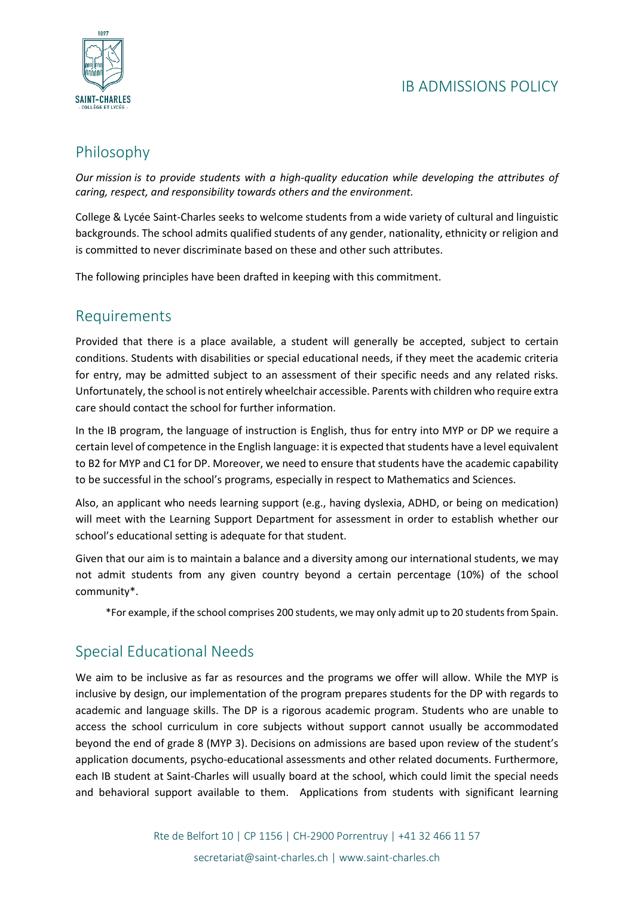# IB ADMISSIONS POLICY

## Philosophy

*Our mission is to provide students with a high-quality education while developing the attributes of caring, respect, and responsibility towards others and the environment.*

College & Lycée Saint-Charles seeks to welcome students from a wide variety of cultural and linguistic backgrounds. The school admits qualified students of any gender, nationality, ethnicity or religion and is committed to never discriminate based on these and other such attributes.

The following principles have been drafted in keeping with this commitment.

## Requirements

Provided that there is a place available, a student will generally be accepted, subject to certain conditions. Students with disabilities or special educational needs, if they meet the academic criteria for entry, may be admitted subject to an assessment of their specific needs and any related risks. Unfortunately, the school is not entirely wheelchair accessible. Parents with children who require extra care should contact the school for further information.

In the IB program, the language of instruction is English, thus for entry into MYP or DP we require a certain level of competence in the English language: it is expected that students have a level equivalent to B2 for MYP and C1 for DP. Moreover, we need to ensure that students have the academic capability to be successful in the school's programs, especially in respect to Mathematics and Sciences.

Also, an applicant who needs learning support (e.g., having dyslexia, ADHD, or being on medication) will meet with the Learning Support Department for assessment in order to establish whether our school's educational setting is adequate for that student.

Given that our aim is to maintain a balance and a diversity among our international students, we may not admit students from any given country beyond a certain percentage (10%) of the school community*.

*For example, if the school comprises 200 students, we may only admit up to 20 students from Spain.

## Special Educational Needs

We aim to be inclusive as far as resources and the programs we offer will allow. While the MYP is inclusive by design, our implementation of the program prepares students for the DP with regards to academic and language skills. The DP is a rigorous academic program. Students who are unable to access the school curriculum in core subjects without support cannot usually be accommodated beyond the end of grade 8 (MYP 3). Decisions on admissions are based upon review of the student's application documents, psycho-educational assessments and other related documents. Furthermore, each IB student at Saint-Charles will usually board at the school, which could limit the special needs and behavioral support available to them. Applications from students with significant learning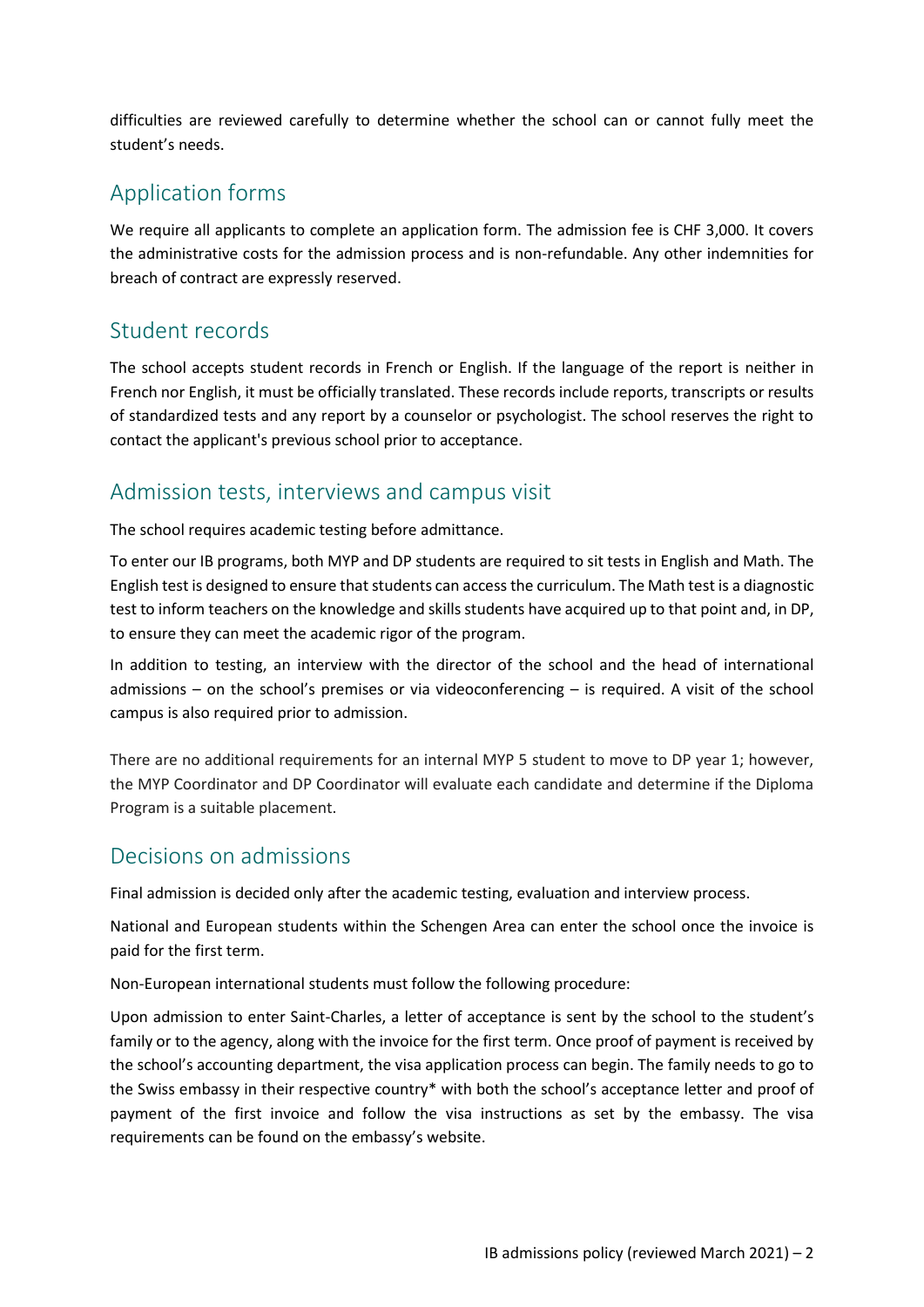difficulties are reviewed carefully to determine whether the school can or cannot fully meet the student's needs.

## Application forms

We require all applicants to complete an application form. The admission fee is CHF 3,000. It covers the administrative costs for the admission process and is non-refundable. Any other indemnities for breach of contract are expressly reserved.

## Student records

The school accepts student records in French or English. If the language of the report is neither in French nor English, it must be officially translated. These records include reports, transcripts or results of standardized tests and any report by a counselor or psychologist. The school reserves the right to contact the applicant's previous school prior to acceptance.

## Admission tests, interviews and campus visit

The school requires academic testing before admittance.

To enter our IB programs, both MYP and DP students are required to sit tests in English and Math. The English test is designed to ensure that students can access the curriculum. The Math test is a diagnostic test to inform teachers on the knowledge and skills students have acquired up to that point and, in DP, to ensure they can meet the academic rigor of the program.

In addition to testing, an interview with the director of the school and the head of international admissions – on the school's premises or via videoconferencing – is required. A visit of the school campus is also required prior to admission.

There are no additional requirements for an internal MYP 5 student to move to DP year 1; however, the MYP Coordinator and DP Coordinator will evaluate each candidate and determine if the Diploma Program is a suitable placement.

## Decisions on admissions

Final admission is decided only after the academic testing, evaluation and interview process.

National and European students within the Schengen Area can enter the school once the invoice is paid for the first term.

Non-European international students must follow the following procedure:

Upon admission to enter Saint-Charles, a letter of acceptance is sent by the school to the student's family or to the agency, along with the invoice for the first term. Once proof of payment is received by the school's accounting department, the visa application process can begin. The family needs to go to the Swiss embassy in their respective country* with both the school's acceptance letter and proof of payment of the first invoice and follow the visa instructions as set by the embassy. The visa requirements can be found on the embassy's website.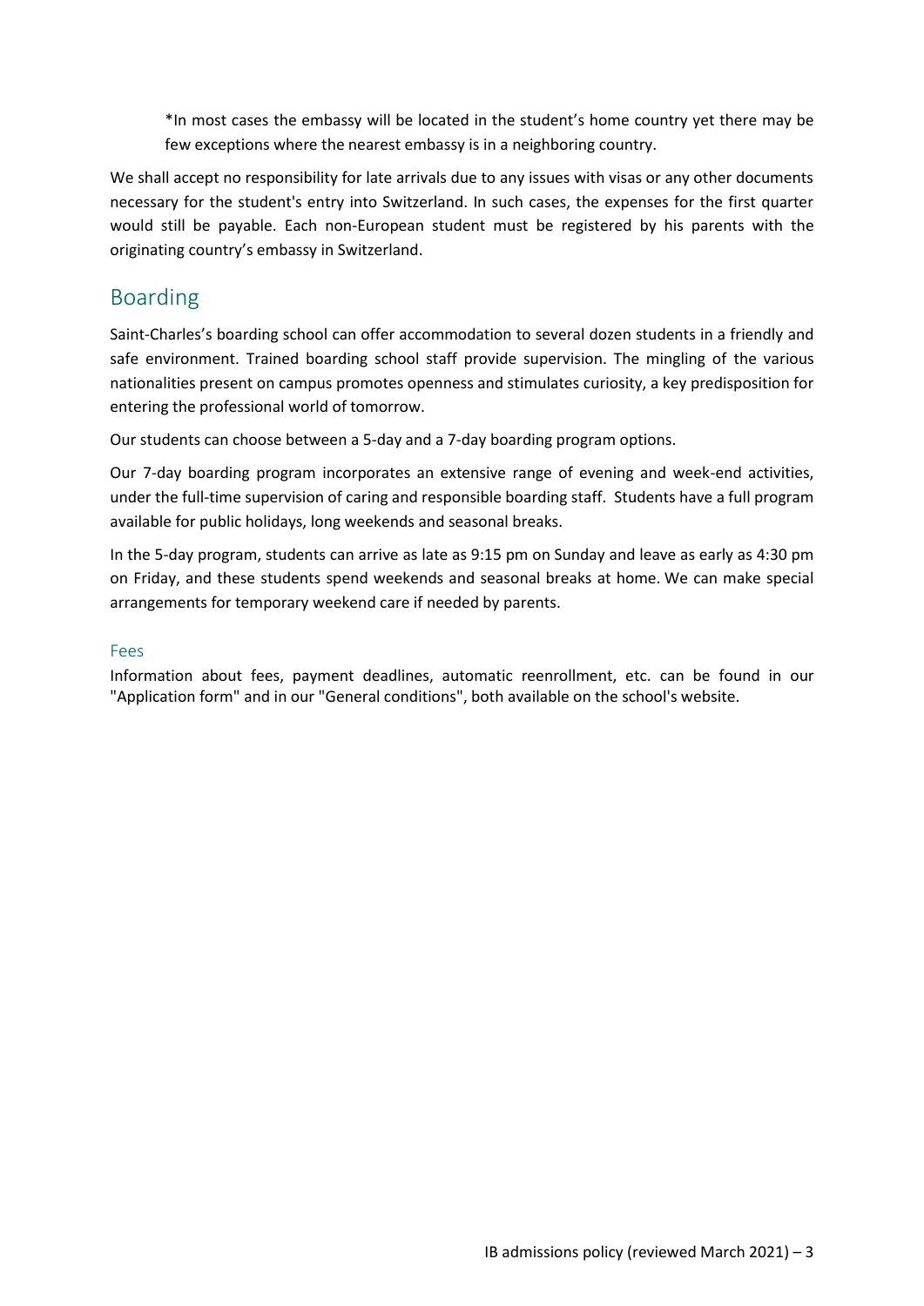*In most cases the embassy will be located in the student's home country yet there may be few exceptions where the nearest embassy is in a neighboring country.

We shall accept no responsibility for late arrivals due to any issues with visas or any other documents necessary for the student's entry into Switzerland. In such cases, the expenses for the first quarter would still be payable. Each non-European student must be registered by his parents with the originating country's embassy in Switzerland.

## Boarding

Saint-Charles's boarding school can offer accommodation to several dozen students in a friendly and safe environment. Trained boarding school staff provide supervision. The mingling of the various nationalities present on campus promotes openness and stimulates curiosity, a key predisposition for entering the professional world of tomorrow.

Our students can choose between a 5-day and a 7-day boarding program options.

Our 7-day boarding program incorporates an extensive range of evening and week-end activities, under the full-time supervision of caring and responsible boarding staff. Students have a full program available for public holidays, long weekends and seasonal breaks.

In the 5-day program, students can arrive as late as 9:15 pm on Sunday and leave as early as 4:30 pm on Friday, and these students spend weekends and seasonal breaks at home. We can make special arrangements for temporary weekend care if needed by parents.

### Fees

Information about fees, payment deadlines, automatic reenrollment, etc. can be found in our "Application form" and in our "General conditions", both available on the school's website.